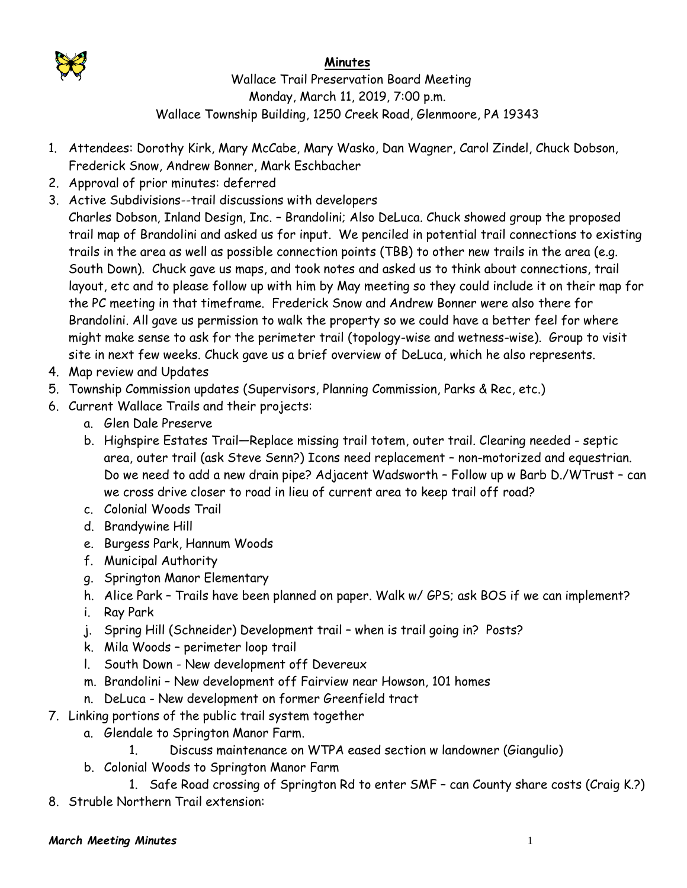# Minutes

Wallace Trail Preservation Board Meeting
Monday, March 11, 2019, 7:00 p.m.
Wallace Township Building, 1250 Creek Road, Glenmoore, PA 19343

1. Attendees: Dorothy Kirk, Mary McCabe, Mary Wasko, Dan Wagner, Carol Zindel, Chuck Dobson, Frederick Snow, Andrew Bonner, Mark Eschbacher
2. Approval of prior minutes: deferred
3. Active Subdivisions--trail discussions with developers
   Charles Dobson, Inland Design, Inc. – Brandolini; Also DeLuca. Chuck showed group the proposed trail map of Brandolini and asked us for input. We penciled in potential trail connections to existing trails in the area as well as possible connection points (TBB) to other new trails in the area (e.g. South Down). Chuck gave us maps, and took notes and asked us to think about connections, trail layout, etc and to please follow up with him by May meeting so they could include it on their map for the PC meeting in that timeframe. Frederick Snow and Andrew Bonner were also there for Brandolini. All gave us permission to walk the property so we could have a better feel for where might make sense to ask for the perimeter trail (topology-wise and wetness-wise). Group to visit site in next few weeks. Chuck gave us a brief overview of DeLuca, which he also represents.
4. Map review and Updates
5. Township Commission updates (Supervisors, Planning Commission, Parks & Rec, etc.)
6. Current Wallace Trails and their projects:
   a. Glen Dale Preserve
   b. Highspire Estates Trail—Replace missing trail totem, outer trail. Clearing needed - septic area, outer trail (ask Steve Senn?) Icons need replacement – non-motorized and equestrian. Do we need to add a new drain pipe? Adjacent Wadsworth – Follow up w Barb D./WTrust – can we cross drive closer to road in lieu of current area to keep trail off road?
   c. Colonial Woods Trail
   d. Brandywine Hill
   e. Burgess Park, Hannum Woods
   f. Municipal Authority
   g. Springton Manor Elementary
   h. Alice Park – Trails have been planned on paper. Walk w/ GPS; ask BOS if we can implement?
   i. Ray Park
   j. Spring Hill (Schneider) Development trail – when is trail going in? Posts?
   k. Mila Woods – perimeter loop trail
   l. South Down - New development off Devereux
   m. Brandolini – New development off Fairview near Howson, 101 homes
   n. DeLuca - New development on former Greenfield tract
7. Linking portions of the public trail system together
   a. Glendale to Springton Manor Farm.
      1. Discuss maintenance on WTPA eased section w landowner (Giangulio)
   b. Colonial Woods to Springton Manor Farm
      1. Safe Road crossing of Springton Rd to enter SMF – can County share costs (Craig K.?)
8. Struble Northern Trail extension: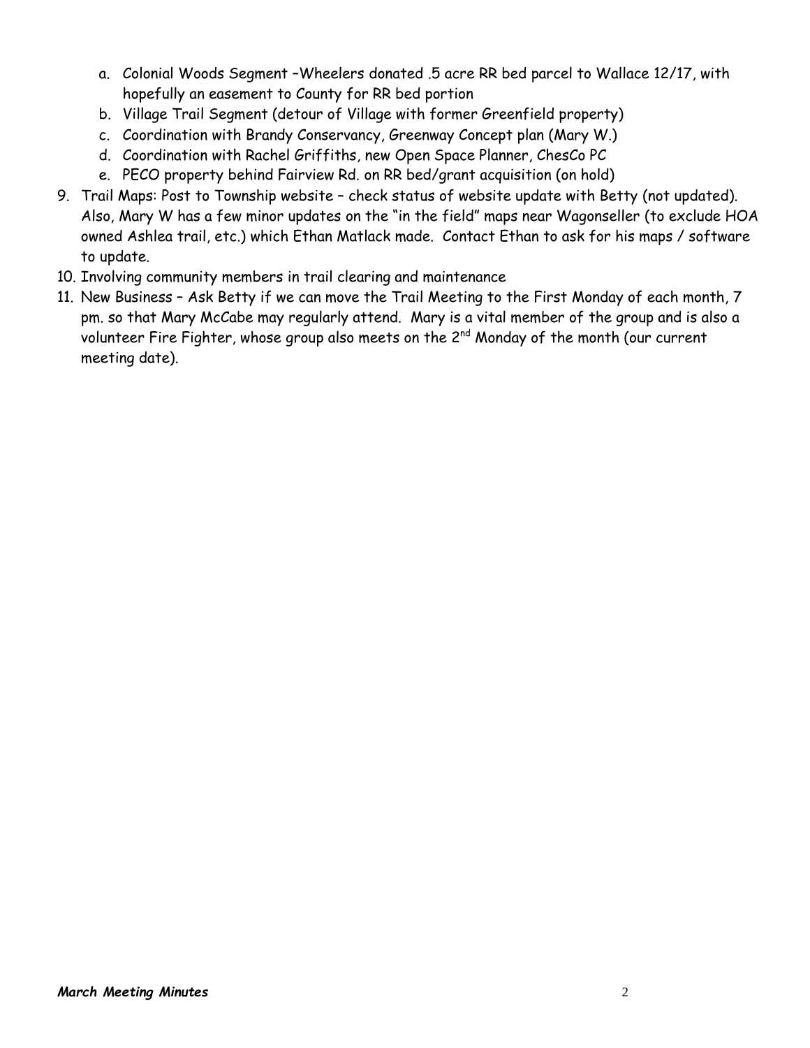a. Colonial Woods Segment –Wheelers donated .5 acre RR bed parcel to Wallace 12/17, with hopefully an easement to County for RR bed portion
   b. Village Trail Segment (detour of Village with former Greenfield property)
   c. Coordination with Brandy Conservancy, Greenway Concept plan (Mary W.)
   d. Coordination with Rachel Griffiths, new Open Space Planner, ChesCo PC
   e. PECO property behind Fairview Rd. on RR bed/grant acquisition (on hold)
9. Trail Maps: Post to Township website – check status of website update with Betty (not updated). Also, Mary W has a few minor updates on the "in the field" maps near Wagonseller (to exclude HOA owned Ashlea trail, etc.) which Ethan Matlack made. Contact Ethan to ask for his maps / software to update.
10. Involving community members in trail clearing and maintenance
11. New Business – Ask Betty if we can move the Trail Meeting to the First Monday of each month, 7 pm. so that Mary McCabe may regularly attend. Mary is a vital member of the group and is also a volunteer Fire Fighter, whose group also meets on the 2nd Monday of the month (our current meeting date).